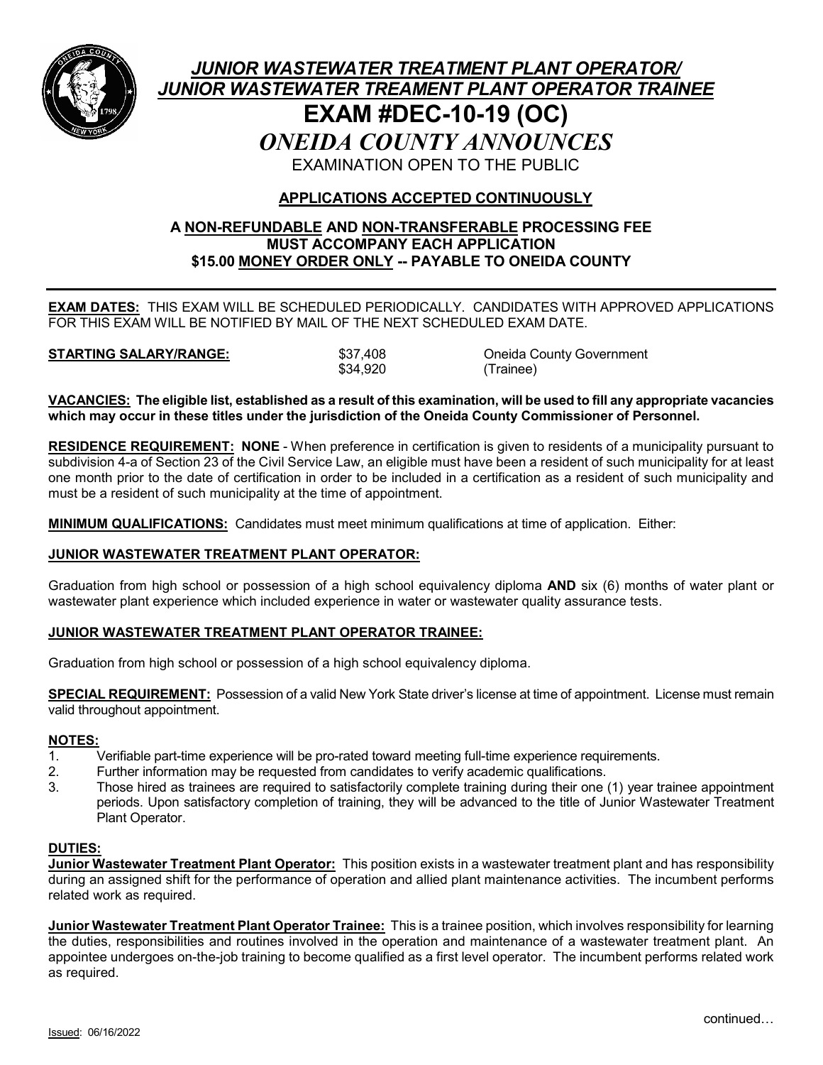# *JUNIOR WASTEWATER TREATMENT PLANT OPERATOR/ JUNIOR WASTEWATER TREAMENT PLANT OPERATOR TRAINEE*

# EXAM #DEC-10-19 (OC)

## *ONEIDA COUNTY ANNOUNCES*

EXAMINATION OPEN TO THE PUBLIC

**APPLICATIONS ACCEPTED CONTINUOUSLY**

**A NON-REFUNDABLE AND NON-TRANSFERABLE PROCESSING FEE MUST ACCOMPANY EACH APPLICATION $15.00 MONEY ORDER ONLY -- PAYABLE TO ONEIDA COUNTY**

---

**EXAM DATES:** THIS EXAM WILL BE SCHEDULED PERIODICALLY. CANDIDATES WITH APPROVED APPLICATIONS FOR THIS EXAM WILL BE NOTIFIED BY MAIL OF THE NEXT SCHEDULED EXAM DATE.

| **STARTING SALARY/RANGE:** | $37,408 | Oneida County Government |
|---|---|---|
| | $34,920 | (Trainee) |

**VACANCIES: The eligible list, established as a result of this examination, will be used to fill any appropriate vacancies which may occur in these titles under the jurisdiction of the Oneida County Commissioner of Personnel.**

**RESIDENCE REQUIREMENT: NONE** - When preference in certification is given to residents of a municipality pursuant to subdivision 4-a of Section 23 of the Civil Service Law, an eligible must have been a resident of such municipality for at least one month prior to the date of certification in order to be included in a certification as a resident of such municipality and must be a resident of such municipality at the time of appointment.

**MINIMUM QUALIFICATIONS:** Candidates must meet minimum qualifications at time of application. Either:

**JUNIOR WASTEWATER TREATMENT PLANT OPERATOR:**

Graduation from high school or possession of a high school equivalency diploma **AND** six (6) months of water plant or wastewater plant experience which included experience in water or wastewater quality assurance tests.

**JUNIOR WASTEWATER TREATMENT PLANT OPERATOR TRAINEE:**

Graduation from high school or possession of a high school equivalency diploma.

**SPECIAL REQUIREMENT:** Possession of a valid New York State driver's license at time of appointment. License must remain valid throughout appointment.

**NOTES:**

1. Verifiable part-time experience will be pro-rated toward meeting full-time experience requirements.
2. Further information may be requested from candidates to verify academic qualifications.
3. Those hired as trainees are required to satisfactorily complete training during their one (1) year trainee appointment periods. Upon satisfactory completion of training, they will be advanced to the title of Junior Wastewater Treatment Plant Operator.

**DUTIES:**

**Junior Wastewater Treatment Plant Operator:** This position exists in a wastewater treatment plant and has responsibility during an assigned shift for the performance of operation and allied plant maintenance activities. The incumbent performs related work as required.

**Junior Wastewater Treatment Plant Operator Trainee:** This is a trainee position, which involves responsibility for learning the duties, responsibilities and routines involved in the operation and maintenance of a wastewater treatment plant. An appointee undergoes on-the-job training to become qualified as a first level operator. The incumbent performs related work as required.

continued…

Issued: 06/16/2022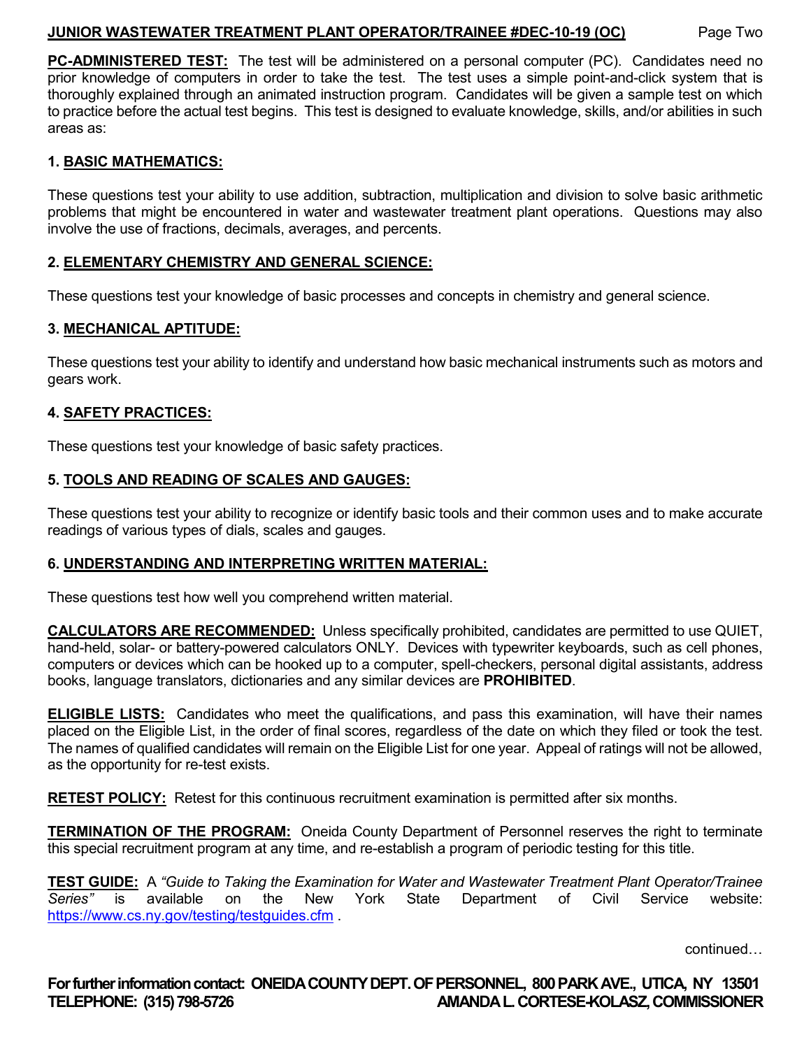**PC-ADMINISTERED TEST:** The test will be administered on a personal computer (PC). Candidates need no prior knowledge of computers in order to take the test. The test uses a simple point-and-click system that is thoroughly explained through an animated instruction program. Candidates will be given a sample test on which to practice before the actual test begins. This test is designed to evaluate knowledge, skills, and/or abilities in such areas as:

**1. BASIC MATHEMATICS:**

These questions test your ability to use addition, subtraction, multiplication and division to solve basic arithmetic problems that might be encountered in water and wastewater treatment plant operations. Questions may also involve the use of fractions, decimals, averages, and percents.

**2. ELEMENTARY CHEMISTRY AND GENERAL SCIENCE:**

These questions test your knowledge of basic processes and concepts in chemistry and general science.

**3. MECHANICAL APTITUDE:**

These questions test your ability to identify and understand how basic mechanical instruments such as motors and gears work.

**4. SAFETY PRACTICES:**

These questions test your knowledge of basic safety practices.

**5. TOOLS AND READING OF SCALES AND GAUGES:**

These questions test your ability to recognize or identify basic tools and their common uses and to make accurate readings of various types of dials, scales and gauges.

**6. UNDERSTANDING AND INTERPRETING WRITTEN MATERIAL:**

These questions test how well you comprehend written material.

**CALCULATORS ARE RECOMMENDED:** Unless specifically prohibited, candidates are permitted to use QUIET, hand-held, solar- or battery-powered calculators ONLY. Devices with typewriter keyboards, such as cell phones, computers or devices which can be hooked up to a computer, spell-checkers, personal digital assistants, address books, language translators, dictionaries and any similar devices are **PROHIBITED**.

**ELIGIBLE LISTS:** Candidates who meet the qualifications, and pass this examination, will have their names placed on the Eligible List, in the order of final scores, regardless of the date on which they filed or took the test. The names of qualified candidates will remain on the Eligible List for one year. Appeal of ratings will not be allowed, as the opportunity for re-test exists.

**RETEST POLICY:** Retest for this continuous recruitment examination is permitted after six months.

**TERMINATION OF THE PROGRAM:** Oneida County Department of Personnel reserves the right to terminate this special recruitment program at any time, and re-establish a program of periodic testing for this title.

**TEST GUIDE:** A *"Guide to Taking the Examination for Water and Wastewater Treatment Plant Operator/Trainee Series"* is available on the New York State Department of Civil Service website: https://www.cs.ny.gov/testing/testguides.cfm .

continued…

**For further information contact: ONEIDA COUNTY DEPT. OF PERSONNEL, 800 PARK AVE., UTICA, NY 13501**
**TELEPHONE: (315) 798-5726 AMANDA L. CORTESE-KOLASZ, COMMISSIONER**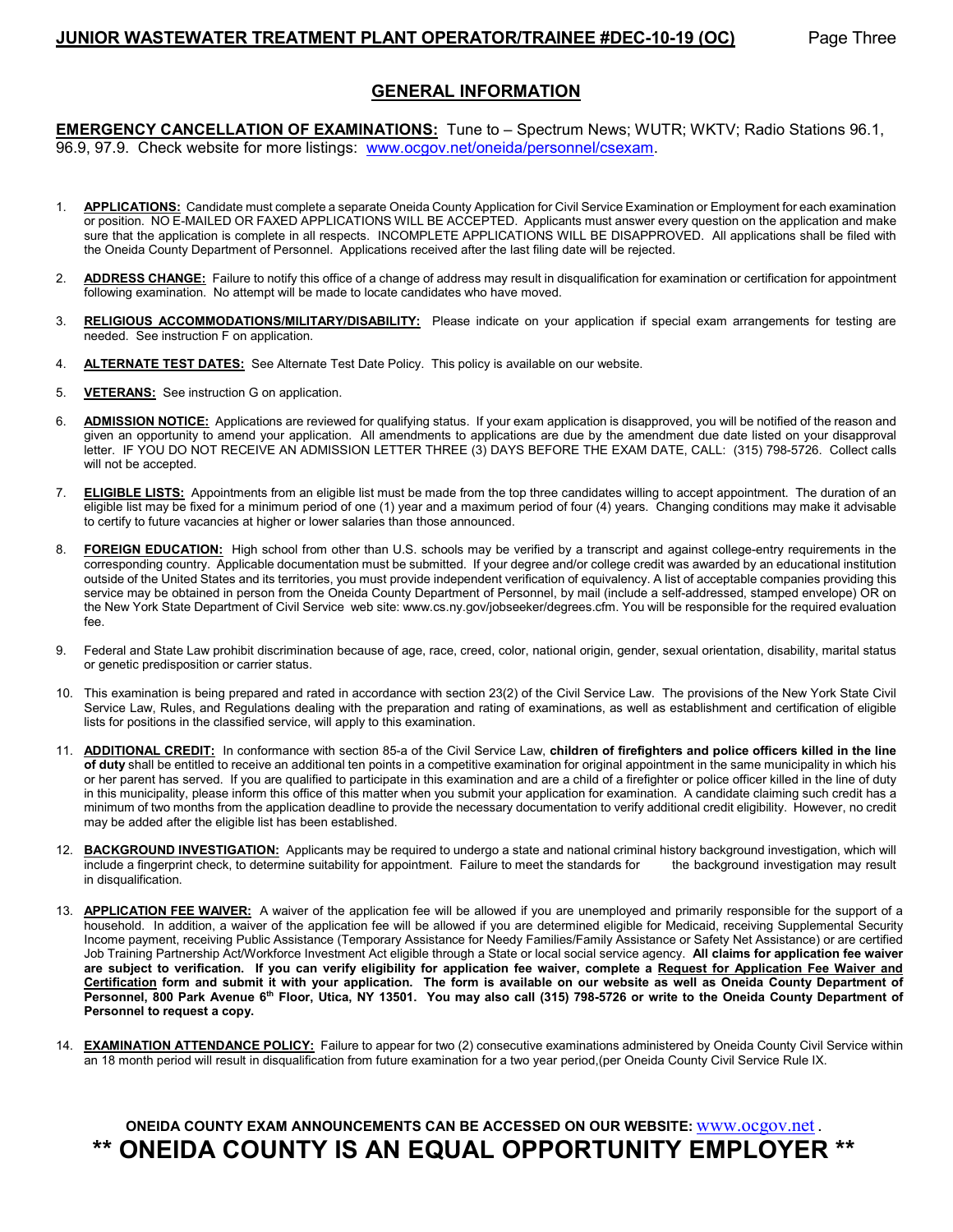## GENERAL INFORMATION

**EMERGENCY CANCELLATION OF EXAMINATIONS:** Tune to – Spectrum News; WUTR; WKTV; Radio Stations 96.1, 96.9, 97.9. Check website for more listings: www.ocgov.net/oneida/personnel/csexam.

1. **APPLICATIONS:** Candidate must complete a separate Oneida County Application for Civil Service Examination or Employment for each examination or position. NO E-MAILED OR FAXED APPLICATIONS WILL BE ACCEPTED. Applicants must answer every question on the application and make sure that the application is complete in all respects. INCOMPLETE APPLICATIONS WILL BE DISAPPROVED. All applications shall be filed with the Oneida County Department of Personnel. Applications received after the last filing date will be rejected.

2. **ADDRESS CHANGE:** Failure to notify this office of a change of address may result in disqualification for examination or certification for appointment following examination. No attempt will be made to locate candidates who have moved.

3. **RELIGIOUS ACCOMMODATIONS/MILITARY/DISABILITY:** Please indicate on your application if special exam arrangements for testing are needed. See instruction F on application.

4. **ALTERNATE TEST DATES:** See Alternate Test Date Policy. This policy is available on our website.

5. **VETERANS:** See instruction G on application.

6. **ADMISSION NOTICE:** Applications are reviewed for qualifying status. If your exam application is disapproved, you will be notified of the reason and given an opportunity to amend your application. All amendments to applications are due by the amendment due date listed on your disapproval letter. IF YOU DO NOT RECEIVE AN ADMISSION LETTER THREE (3) DAYS BEFORE THE EXAM DATE, CALL: (315) 798-5726. Collect calls will not be accepted.

7. **ELIGIBLE LISTS:** Appointments from an eligible list must be made from the top three candidates willing to accept appointment. The duration of an eligible list may be fixed for a minimum period of one (1) year and a maximum period of four (4) years. Changing conditions may make it advisable to certify to future vacancies at higher or lower salaries than those announced.

8. **FOREIGN EDUCATION:** High school from other than U.S. schools may be verified by a transcript and against college-entry requirements in the corresponding country. Applicable documentation must be submitted. If your degree and/or college credit was awarded by an educational institution outside of the United States and its territories, you must provide independent verification of equivalency. A list of acceptable companies providing this service may be obtained in person from the Oneida County Department of Personnel, by mail (include a self-addressed, stamped envelope) OR on the New York State Department of Civil Service web site: www.cs.ny.gov/jobseeker/degrees.cfm. You will be responsible for the required evaluation fee.

9. Federal and State Law prohibit discrimination because of age, race, creed, color, national origin, gender, sexual orientation, disability, marital status or genetic predisposition or carrier status.

10. This examination is being prepared and rated in accordance with section 23(2) of the Civil Service Law. The provisions of the New York State Civil Service Law, Rules, and Regulations dealing with the preparation and rating of examinations, as well as establishment and certification of eligible lists for positions in the classified service, will apply to this examination.

11. **ADDITIONAL CREDIT:** In conformance with section 85-a of the Civil Service Law, **children of firefighters and police officers killed in the line of duty** shall be entitled to receive an additional ten points in a competitive examination for original appointment in the same municipality in which his or her parent has served. If you are qualified to participate in this examination and are a child of a firefighter or police officer killed in the line of duty in this municipality, please inform this office of this matter when you submit your application for examination. A candidate claiming such credit has a minimum of two months from the application deadline to provide the necessary documentation to verify additional credit eligibility. However, no credit may be added after the eligible list has been established.

12. **BACKGROUND INVESTIGATION:** Applicants may be required to undergo a state and national criminal history background investigation, which will include a fingerprint check, to determine suitability for appointment. Failure to meet the standards for the background investigation may result in disqualification.

13. **APPLICATION FEE WAIVER:** A waiver of the application fee will be allowed if you are unemployed and primarily responsible for the support of a household. In addition, a waiver of the application fee will be allowed if you are determined eligible for Medicaid, receiving Supplemental Security Income payment, receiving Public Assistance (Temporary Assistance for Needy Families/Family Assistance or Safety Net Assistance) or are certified Job Training Partnership Act/Workforce Investment Act eligible through a State or local social service agency. **All claims for application fee waiver are subject to verification. If you can verify eligibility for application fee waiver, complete a Request for Application Fee Waiver and Certification form and submit it with your application. The form is available on our website as well as Oneida County Department of Personnel, 800 Park Avenue 6th Floor, Utica, NY 13501. You may also call (315) 798-5726 or write to the Oneida County Department of Personnel to request a copy.**

14. **EXAMINATION ATTENDANCE POLICY:** Failure to appear for two (2) consecutive examinations administered by Oneida County Civil Service within an 18 month period will result in disqualification from future examination for a two year period,(per Oneida County Civil Service Rule IX.

**ONEIDA COUNTY EXAM ANNOUNCEMENTS CAN BE ACCESSED ON OUR WEBSITE:** www.ocgov.net .

**\*\* ONEIDA COUNTY IS AN EQUAL OPPORTUNITY EMPLOYER \*\***